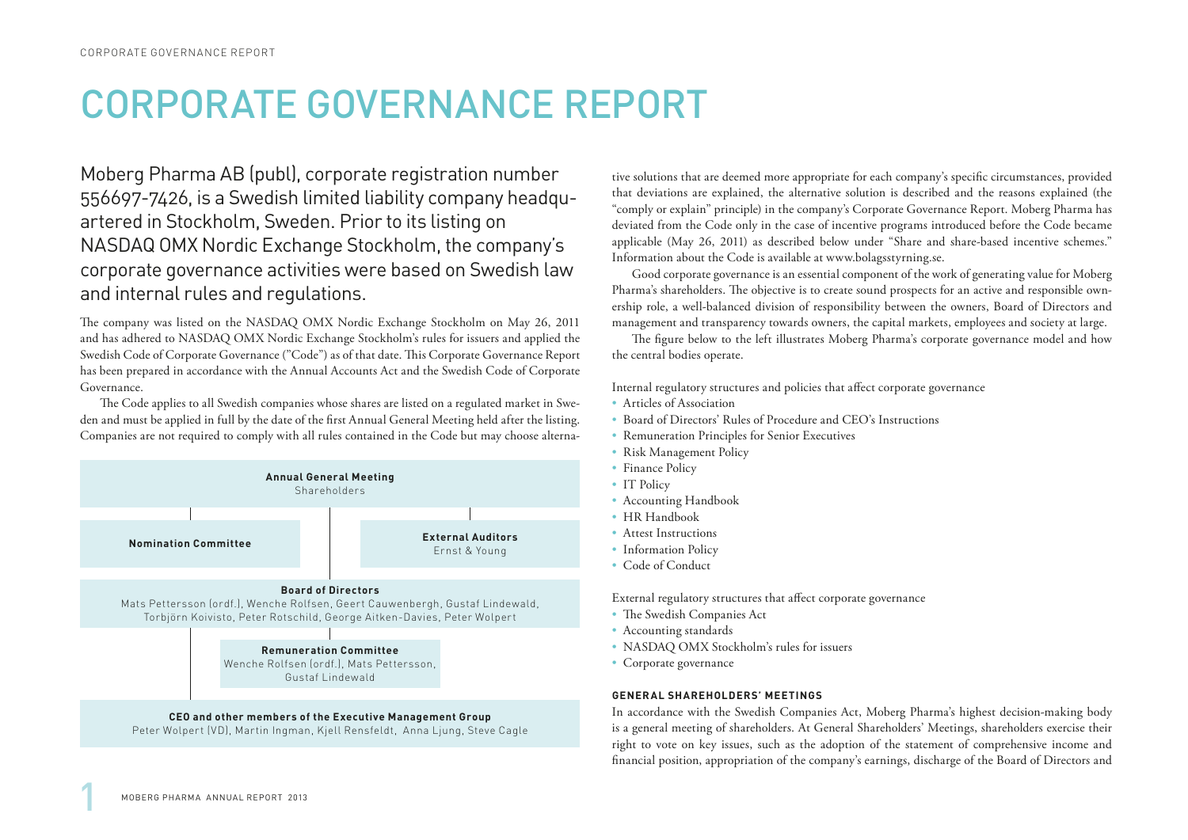# CORPORATE GOVERNANCE REPORT

Moberg Pharma AB (publ), corporate registration number 556697-7426, is a Swedish limited liability company headquartered in Stockholm, Sweden. Prior to its listing on NASDAQ OMX Nordic Exchange Stockholm, the company's corporate governance activities were based on Swedish law and internal rules and regulations.

The company was listed on the NASDAQ OMX Nordic Exchange Stockholm on May 26, 2011 and has adhered to NASDAQ OMX Nordic Exchange Stockholm's rules for issuers and applied the Swedish Code of Corporate Governance ("Code") as of that date. This Corporate Governance Report has been prepared in accordance with the Annual Accounts Act and the Swedish Code of Corporate Governance.

The Code applies to all Swedish companies whose shares are listed on a regulated market in Sweden and must be applied in full by the date of the first Annual General Meeting held after the listing. Companies are not required to comply with all rules contained in the Code but may choose alternative solutions that are deemed more appropriate for each company's specific circumstances, provided that deviations are explained, the alternative solution is described and the reasons explained (the "comply or explain" principle) in the company's Corporate Governance Report. Moberg Pharma has deviated from the Code only in the case of incentive programs introduced before the Code became applicable (May 26, 2011) as described below under "Share and share-based incentive schemes." Information about the Code is available at www.bolagsstyrning.se.

Good corporate governance is an essential component of the work of generating value for Moberg Pharma's shareholders. The objective is to create sound prospects for an active and responsible ownership role, a well-balanced division of responsibility between the owners, Board of Directors and management and transparency towards owners, the capital markets, employees and society at large.

The figure below to the left illustrates Moberg Pharma's corporate governance model and how the central bodies operate.

**Annual General Meeting**
Shareholders

**Nomination Committee**

**External Auditors**
Ernst & Young

**Board of Directors**
Mats Pettersson (ordf.), Wenche Rolfsen, Geert Cauwenbergh, Gustaf Lindewald, Torbjörn Koivisto, Peter Rotschild, George Aitken-Davies, Peter Wolpert

**Remuneration Committee**
Wenche Rolfsen (ordf.), Mats Pettersson, Gustaf Lindewald

**CEO and other members of the Executive Management Group**
Peter Wolpert (VD), Martin Ingman, Kjell Rensfeldt, Anna Ljung, Steve Cagle

Internal regulatory structures and policies that affect corporate governance

- Articles of Association
- Board of Directors' Rules of Procedure and CEO's Instructions
- Remuneration Principles for Senior Executives
- Risk Management Policy
- Finance Policy
- IT Policy
- Accounting Handbook
- HR Handbook
- Attest Instructions
- Information Policy
- Code of Conduct

External regulatory structures that affect corporate governance

- The Swedish Companies Act
- Accounting standards
- NASDAQ OMX Stockholm's rules for issuers
- Corporate governance

#### GENERAL SHAREHOLDERS' MEETINGS

In accordance with the Swedish Companies Act, Moberg Pharma's highest decision-making body is a general meeting of shareholders. At General Shareholders' Meetings, shareholders exercise their right to vote on key issues, such as the adoption of the statement of comprehensive income and financial position, appropriation of the company's earnings, discharge of the Board of Directors and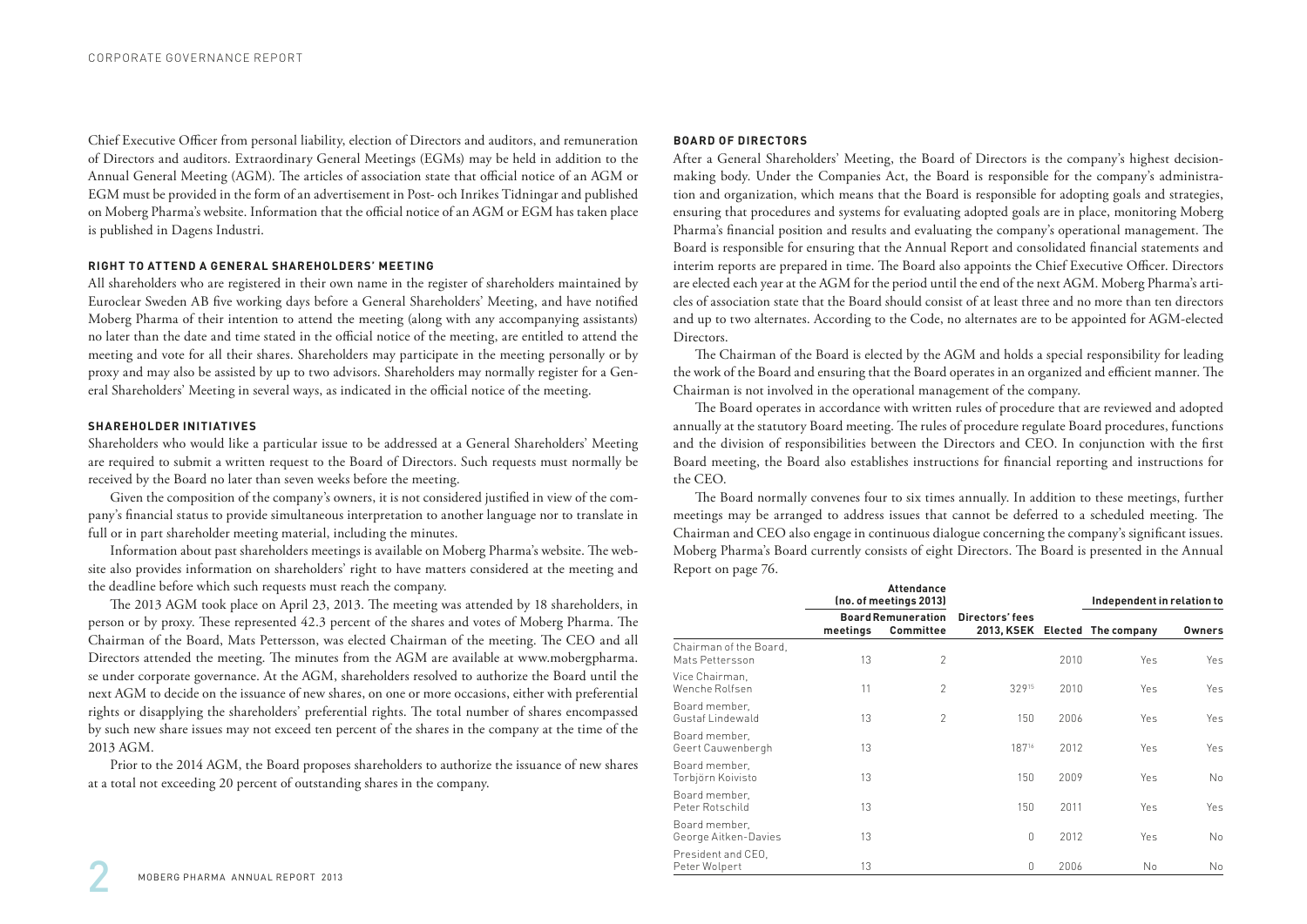Chief Executive Officer from personal liability, election of Directors and auditors, and remuneration of Directors and auditors. Extraordinary General Meetings (EGMs) may be held in addition to the Annual General Meeting (AGM). The articles of association state that official notice of an AGM or EGM must be provided in the form of an advertisement in Post- och Inrikes Tidningar and published on Moberg Pharma's website. Information that the official notice of an AGM or EGM has taken place is published in Dagens Industri.

#### RIGHT TO ATTEND A GENERAL SHAREHOLDERS' MEETING

All shareholders who are registered in their own name in the register of shareholders maintained by Euroclear Sweden AB five working days before a General Shareholders' Meeting, and have notified Moberg Pharma of their intention to attend the meeting (along with any accompanying assistants) no later than the date and time stated in the official notice of the meeting, are entitled to attend the meeting and vote for all their shares. Shareholders may participate in the meeting personally or by proxy and may also be assisted by up to two advisors. Shareholders may normally register for a General Shareholders' Meeting in several ways, as indicated in the official notice of the meeting.

#### SHAREHOLDER INITIATIVES

Shareholders who would like a particular issue to be addressed at a General Shareholders' Meeting are required to submit a written request to the Board of Directors. Such requests must normally be received by the Board no later than seven weeks before the meeting.

Given the composition of the company's owners, it is not considered justified in view of the company's financial status to provide simultaneous interpretation to another language nor to translate in full or in part shareholder meeting material, including the minutes.

Information about past shareholders meetings is available on Moberg Pharma's website. The website also provides information on shareholders' right to have matters considered at the meeting and the deadline before which such requests must reach the company.

The 2013 AGM took place on April 23, 2013. The meeting was attended by 18 shareholders, in person or by proxy. These represented 42.3 percent of the shares and votes of Moberg Pharma. The Chairman of the Board, Mats Pettersson, was elected Chairman of the meeting. The CEO and all Directors attended the meeting. The minutes from the AGM are available at www.mobergpharma.se under corporate governance. At the AGM, shareholders resolved to authorize the Board until the next AGM to decide on the issuance of new shares, on one or more occasions, either with preferential rights or disapplying the shareholders' preferential rights. The total number of shares encompassed by such new share issues may not exceed ten percent of the shares in the company at the time of the 2013 AGM.

Prior to the 2014 AGM, the Board proposes shareholders to authorize the issuance of new shares at a total not exceeding 20 percent of outstanding shares in the company.

#### BOARD OF DIRECTORS

After a General Shareholders' Meeting, the Board of Directors is the company's highest decision-making body. Under the Companies Act, the Board is responsible for the company's administration and organization, which means that the Board is responsible for adopting goals and strategies, ensuring that procedures and systems for evaluating adopted goals are in place, monitoring Moberg Pharma's financial position and results and evaluating the company's operational management. The Board is responsible for ensuring that the Annual Report and consolidated financial statements and interim reports are prepared in time. The Board also appoints the Chief Executive Officer. Directors are elected each year at the AGM for the period until the end of the next AGM. Moberg Pharma's articles of association state that the Board should consist of at least three and no more than ten directors and up to two alternates. According to the Code, no alternates are to be appointed for AGM-elected Directors.

The Chairman of the Board is elected by the AGM and holds a special responsibility for leading the work of the Board and ensuring that the Board operates in an organized and efficient manner. The Chairman is not involved in the operational management of the company.

The Board operates in accordance with written rules of procedure that are reviewed and adopted annually at the statutory Board meeting. The rules of procedure regulate Board procedures, functions and the division of responsibilities between the Directors and CEO. In conjunction with the first Board meeting, the Board also establishes instructions for financial reporting and instructions for the CEO.

The Board normally convenes four to six times annually. In addition to these meetings, further meetings may be arranged to address issues that cannot be deferred to a scheduled meeting. The Chairman and CEO also engage in continuous dialogue concerning the company's significant issues. Moberg Pharma's Board currently consists of eight Directors. The Board is presented in the Annual Report on page 76.

| | Attendance (no. of meetings 2013) | | | | Independent in relation to | |
|---|---|---|---|---|---|---|
| | Board meetings | Remuneration Committee | Directors' fees 2013, KSEK | Elected | The company | Owners |
| Chairman of the Board, Mats Pettersson | 13 | 2 | | 2010 | Yes | Yes |
| Vice Chairman, Wenche Rolfsen | 11 | 2 | 329[15] | 2010 | Yes | Yes |
| Board member, Gustaf Lindewald | 13 | 2 | 150 | 2006 | Yes | Yes |
| Board member, Geert Cauwenbergh | 13 | | 187[16] | 2012 | Yes | Yes |
| Board member, Torbjörn Koivisto | 13 | | 150 | 2009 | Yes | No |
| Board member, Peter Rotschild | 13 | | 150 | 2011 | Yes | Yes |
| Board member, George Aitken-Davies | 13 | | 0 | 2012 | Yes | No |
| President and CEO, Peter Wolpert | 13 | | 0 | 2006 | No | No |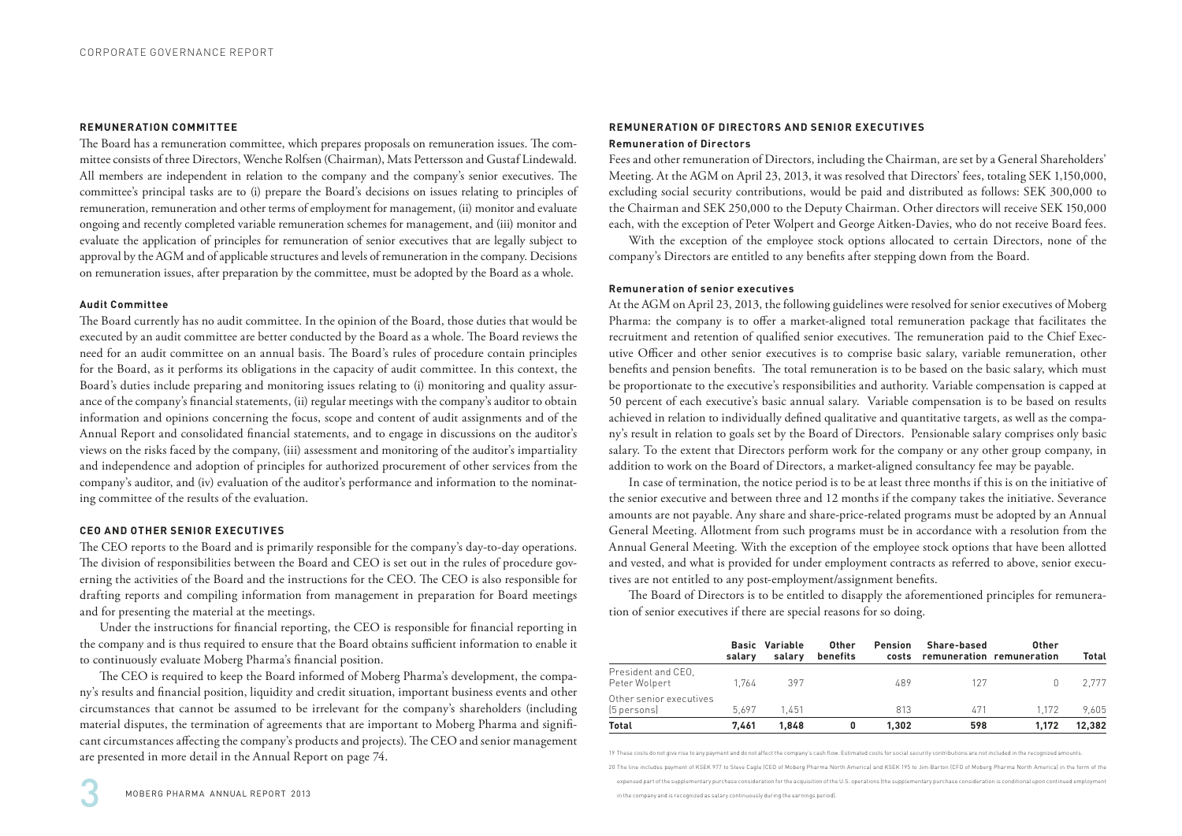### REMUNERATION COMMITTEE

The Board has a remuneration committee, which prepares proposals on remuneration issues. The committee consists of three Directors, Wenche Rolfsen (Chairman), Mats Pettersson and Gustaf Lindewald. All members are independent in relation to the company and the company's senior executives. The committee's principal tasks are to (i) prepare the Board's decisions on issues relating to principles of remuneration, remuneration and other terms of employment for management, (ii) monitor and evaluate ongoing and recently completed variable remuneration schemes for management, and (iii) monitor and evaluate the application of principles for remuneration of senior executives that are legally subject to approval by the AGM and of applicable structures and levels of remuneration in the company. Decisions on remuneration issues, after preparation by the committee, must be adopted by the Board as a whole.

#### Audit Committee

The Board currently has no audit committee. In the opinion of the Board, those duties that would be executed by an audit committee are better conducted by the Board as a whole. The Board reviews the need for an audit committee on an annual basis. The Board's rules of procedure contain principles for the Board, as it performs its obligations in the capacity of audit committee. In this context, the Board's duties include preparing and monitoring issues relating to (i) monitoring and quality assurance of the company's financial statements, (ii) regular meetings with the company's auditor to obtain information and opinions concerning the focus, scope and content of audit assignments and of the Annual Report and consolidated financial statements, and to engage in discussions on the auditor's views on the risks faced by the company, (iii) assessment and monitoring of the auditor's impartiality and independence and adoption of principles for authorized procurement of other services from the company's auditor, and (iv) evaluation of the auditor's performance and information to the nominating committee of the results of the evaluation.

### CEO AND OTHER SENIOR EXECUTIVES

The CEO reports to the Board and is primarily responsible for the company's day-to-day operations. The division of responsibilities between the Board and CEO is set out in the rules of procedure governing the activities of the Board and the instructions for the CEO. The CEO is also responsible for drafting reports and compiling information from management in preparation for Board meetings and for presenting the material at the meetings.

Under the instructions for financial reporting, the CEO is responsible for financial reporting in the company and is thus required to ensure that the Board obtains sufficient information to enable it to continuously evaluate Moberg Pharma's financial position.

The CEO is required to keep the Board informed of Moberg Pharma's development, the company's results and financial position, liquidity and credit situation, important business events and other circumstances that cannot be assumed to be irrelevant for the company's shareholders (including material disputes, the termination of agreements that are important to Moberg Pharma and significant circumstances affecting the company's products and projects). The CEO and senior management are presented in more detail in the Annual Report on page 74.

### REMUNERATION OF DIRECTORS AND SENIOR EXECUTIVES

#### Remuneration of Directors

Fees and other remuneration of Directors, including the Chairman, are set by a General Shareholders' Meeting. At the AGM on April 23, 2013, it was resolved that Directors' fees, totaling SEK 1,150,000, excluding social security contributions, would be paid and distributed as follows: SEK 300,000 to the Chairman and SEK 250,000 to the Deputy Chairman. Other directors will receive SEK 150,000 each, with the exception of Peter Wolpert and George Aitken-Davies, who do not receive Board fees.

With the exception of the employee stock options allocated to certain Directors, none of the company's Directors are entitled to any benefits after stepping down from the Board.

#### Remuneration of senior executives

At the AGM on April 23, 2013, the following guidelines were resolved for senior executives of Moberg Pharma: the company is to offer a market-aligned total remuneration package that facilitates the recruitment and retention of qualified senior executives. The remuneration paid to the Chief Executive Officer and other senior executives is to comprise basic salary, variable remuneration, other benefits and pension benefits. The total remuneration is to be based on the basic salary, which must be proportionate to the executive's responsibilities and authority. Variable compensation is capped at 50 percent of each executive's basic annual salary. Variable compensation is to be based on results achieved in relation to individually defined qualitative and quantitative targets, as well as the company's result in relation to goals set by the Board of Directors. Pensionable salary comprises only basic salary. To the extent that Directors perform work for the company or any other group company, in addition to work on the Board of Directors, a market-aligned consultancy fee may be payable.

In case of termination, the notice period is to be at least three months if this is on the initiative of the senior executive and between three and 12 months if the company takes the initiative. Severance amounts are not payable. Any share and share-price-related programs must be adopted by an Annual General Meeting. Allotment from such programs must be in accordance with a resolution from the Annual General Meeting. With the exception of the employee stock options that have been allotted and vested, and what is provided for under employment contracts as referred to above, senior executives are not entitled to any post-employment/assignment benefits.

The Board of Directors is to be entitled to disapply the aforementioned principles for remuneration of senior executives if there are special reasons for so doing.

| | Basic salary | Variable salary | Other benefits | Pension costs | Share-based remuneration | Other remuneration | Total |
|---|---|---|---|---|---|---|---|
| President and CEO, Peter Wolpert | 1,764 | 397 | | 489 | 127 | 0 | 2,777 |
| Other senior executives (5 persons) | 5,697 | 1,451 | | 813 | 471 | 1,172 | 9,605 |
| **Total** | **7,461** | **1,848** | **0** | **1,302** | **598** | **1,172** | **12,382** |

19 These costs do not give rise to any payment and do not affect the company's cash flow. Estimated costs for social security contributions are not included in the recognized amounts.

20 The line includes payment of KSEK 977 to Steve Cagle (CEO of Moberg Pharma North America) and KSEK 195 to Jim Barton (CFO of Moberg Pharma North America) in the form of the expensed part of the supplementary purchase consideration for the acquisition of the U.S. operations (the supplementary purchase consideration is conditional upon continued employment in the company and is recognized as salary continuously during the earnings period).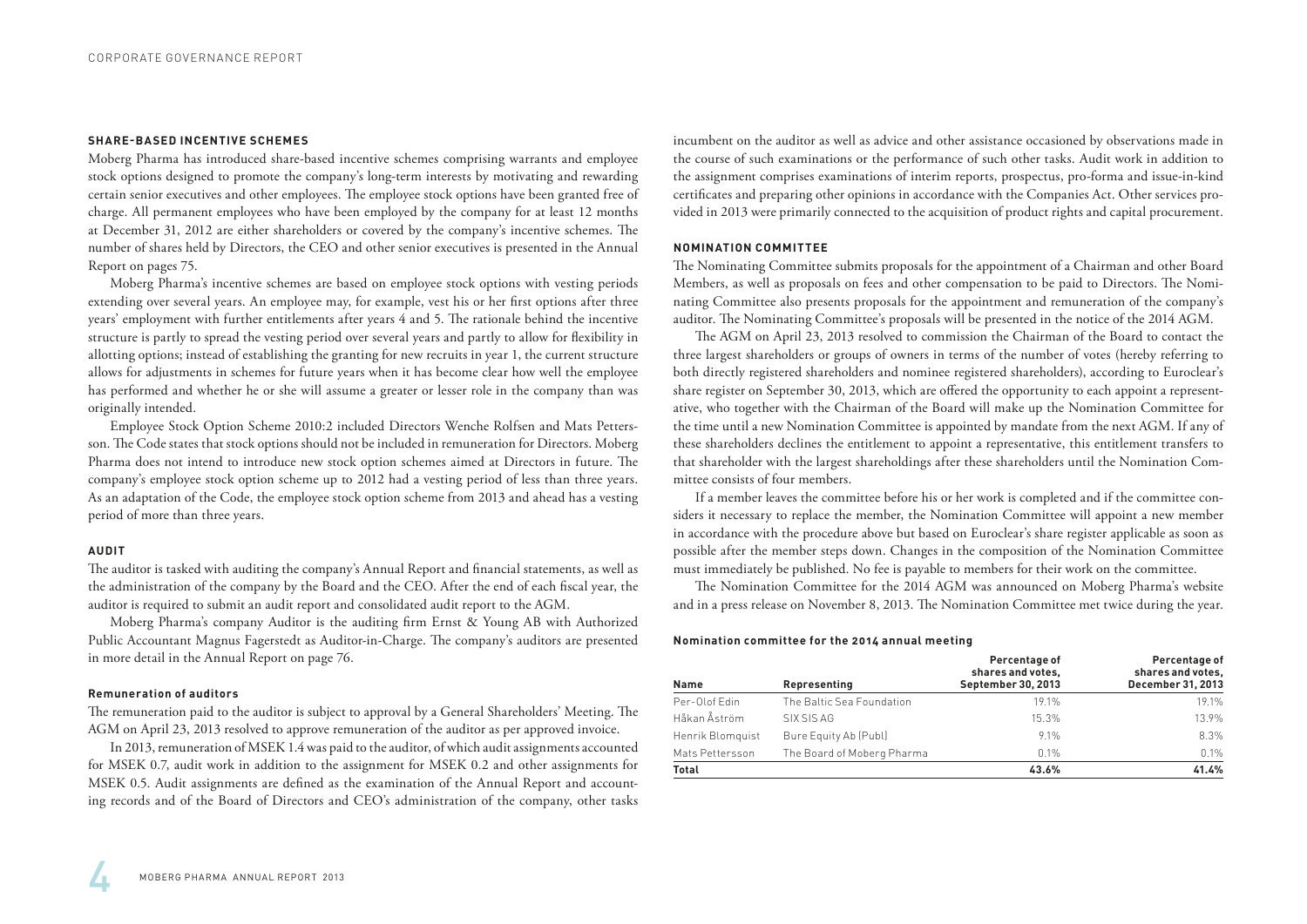### SHARE-BASED INCENTIVE SCHEMES

Moberg Pharma has introduced share-based incentive schemes comprising warrants and employee stock options designed to promote the company's long-term interests by motivating and rewarding certain senior executives and other employees. The employee stock options have been granted free of charge. All permanent employees who have been employed by the company for at least 12 months at December 31, 2012 are either shareholders or covered by the company's incentive schemes. The number of shares held by Directors, the CEO and other senior executives is presented in the Annual Report on pages 75.

Moberg Pharma's incentive schemes are based on employee stock options with vesting periods extending over several years. An employee may, for example, vest his or her first options after three years' employment with further entitlements after years 4 and 5. The rationale behind the incentive structure is partly to spread the vesting period over several years and partly to allow for flexibility in allotting options; instead of establishing the granting for new recruits in year 1, the current structure allows for adjustments in schemes for future years when it has become clear how well the employee has performed and whether he or she will assume a greater or lesser role in the company than was originally intended.

Employee Stock Option Scheme 2010:2 included Directors Wenche Rolfsen and Mats Pettersson. The Code states that stock options should not be included in remuneration for Directors. Moberg Pharma does not intend to introduce new stock option schemes aimed at Directors in future. The company's employee stock option scheme up to 2012 had a vesting period of less than three years. As an adaptation of the Code, the employee stock option scheme from 2013 and ahead has a vesting period of more than three years.

### AUDIT

The auditor is tasked with auditing the company's Annual Report and financial statements, as well as the administration of the company by the Board and the CEO. After the end of each fiscal year, the auditor is required to submit an audit report and consolidated audit report to the AGM.

Moberg Pharma's company Auditor is the auditing firm Ernst & Young AB with Authorized Public Accountant Magnus Fagerstedt as Auditor-in-Charge. The company's auditors are presented in more detail in the Annual Report on page 76.

#### Remuneration of auditors

The remuneration paid to the auditor is subject to approval by a General Shareholders' Meeting. The AGM on April 23, 2013 resolved to approve remuneration of the auditor as per approved invoice.

In 2013, remuneration of MSEK 1.4 was paid to the auditor, of which audit assignments accounted for MSEK 0.7, audit work in addition to the assignment for MSEK 0.2 and other assignments for MSEK 0.5. Audit assignments are defined as the examination of the Annual Report and accounting records and of the Board of Directors and CEO's administration of the company, other tasks incumbent on the auditor as well as advice and other assistance occasioned by observations made in the course of such examinations or the performance of such other tasks. Audit work in addition to the assignment comprises examinations of interim reports, prospectus, pro-forma and issue-in-kind certificates and preparing other opinions in accordance with the Companies Act. Other services provided in 2013 were primarily connected to the acquisition of product rights and capital procurement.

### NOMINATION COMMITTEE

The Nominating Committee submits proposals for the appointment of a Chairman and other Board Members, as well as proposals on fees and other compensation to be paid to Directors. The Nominating Committee also presents proposals for the appointment and remuneration of the company's auditor. The Nominating Committee's proposals will be presented in the notice of the 2014 AGM.

The AGM on April 23, 2013 resolved to commission the Chairman of the Board to contact the three largest shareholders or groups of owners in terms of the number of votes (hereby referring to both directly registered shareholders and nominee registered shareholders), according to Euroclear's share register on September 30, 2013, which are offered the opportunity to each appoint a representative, who together with the Chairman of the Board will make up the Nomination Committee for the time until a new Nomination Committee is appointed by mandate from the next AGM. If any of these shareholders declines the entitlement to appoint a representative, this entitlement transfers to that shareholder with the largest shareholdings after these shareholders until the Nomination Committee consists of four members.

If a member leaves the committee before his or her work is completed and if the committee considers it necessary to replace the member, the Nomination Committee will appoint a new member in accordance with the procedure above but based on Euroclear's share register applicable as soon as possible after the member steps down. Changes in the composition of the Nomination Committee must immediately be published. No fee is payable to members for their work on the committee.

The Nomination Committee for the 2014 AGM was announced on Moberg Pharma's website and in a press release on November 8, 2013. The Nomination Committee met twice during the year.

#### Nomination committee for the 2014 annual meeting

| Name | Representing | Percentage of shares and votes, September 30, 2013 | Percentage of shares and votes, December 31, 2013 |
|---|---|---|---|
| Per-Olof Edin | The Baltic Sea Foundation | 19.1% | 19.1% |
| Håkan Åström | SIX SIS AG | 15.3% | 13.9% |
| Henrik Blomquist | Bure Equity Ab (Publ) | 9.1% | 8.3% |
| Mats Pettersson | The Board of Moberg Pharma | 0.1% | 0.1% |
| **Total** | | **43.6%** | **41.4%** |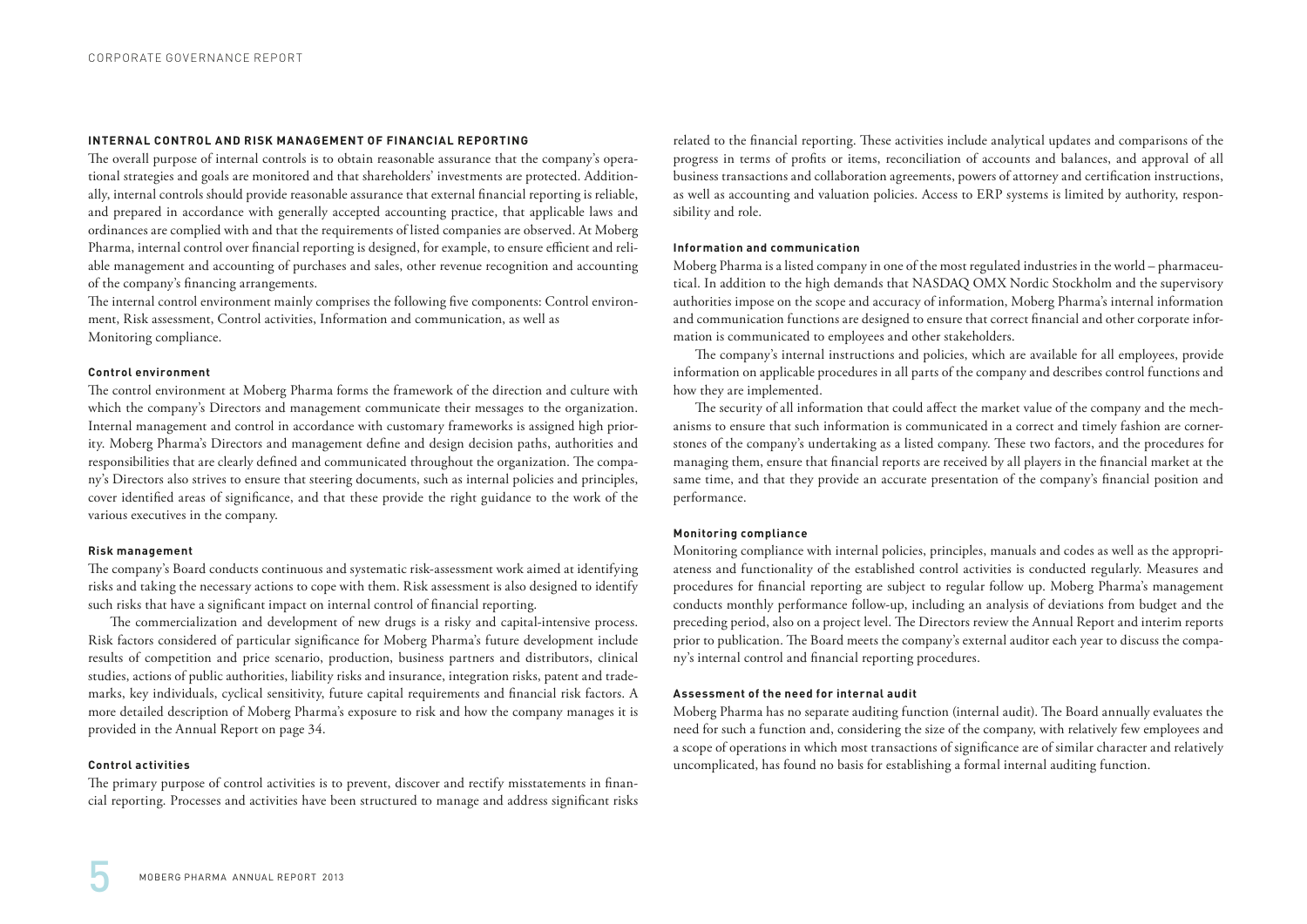## INTERNAL CONTROL AND RISK MANAGEMENT OF FINANCIAL REPORTING

The overall purpose of internal controls is to obtain reasonable assurance that the company's operational strategies and goals are monitored and that shareholders' investments are protected. Additionally, internal controls should provide reasonable assurance that external financial reporting is reliable, and prepared in accordance with generally accepted accounting practice, that applicable laws and ordinances are complied with and that the requirements of listed companies are observed. At Moberg Pharma, internal control over financial reporting is designed, for example, to ensure efficient and reliable management and accounting of purchases and sales, other revenue recognition and accounting of the company's financing arrangements.

The internal control environment mainly comprises the following five components: Control environment, Risk assessment, Control activities, Information and communication, as well as Monitoring compliance.

### Control environment

The control environment at Moberg Pharma forms the framework of the direction and culture with which the company's Directors and management communicate their messages to the organization. Internal management and control in accordance with customary frameworks is assigned high priority. Moberg Pharma's Directors and management define and design decision paths, authorities and responsibilities that are clearly defined and communicated throughout the organization. The company's Directors also strives to ensure that steering documents, such as internal policies and principles, cover identified areas of significance, and that these provide the right guidance to the work of the various executives in the company.

### Risk management

The company's Board conducts continuous and systematic risk-assessment work aimed at identifying risks and taking the necessary actions to cope with them. Risk assessment is also designed to identify such risks that have a significant impact on internal control of financial reporting.

The commercialization and development of new drugs is a risky and capital-intensive process. Risk factors considered of particular significance for Moberg Pharma's future development include results of competition and price scenario, production, business partners and distributors, clinical studies, actions of public authorities, liability risks and insurance, integration risks, patent and trademarks, key individuals, cyclical sensitivity, future capital requirements and financial risk factors. A more detailed description of Moberg Pharma's exposure to risk and how the company manages it is provided in the Annual Report on page 34.

### Control activities

The primary purpose of control activities is to prevent, discover and rectify misstatements in financial reporting. Processes and activities have been structured to manage and address significant risks related to the financial reporting. These activities include analytical updates and comparisons of the progress in terms of profits or items, reconciliation of accounts and balances, and approval of all business transactions and collaboration agreements, powers of attorney and certification instructions, as well as accounting and valuation policies. Access to ERP systems is limited by authority, responsibility and role.

### Information and communication

Moberg Pharma is a listed company in one of the most regulated industries in the world – pharmaceutical. In addition to the high demands that NASDAQ OMX Nordic Stockholm and the supervisory authorities impose on the scope and accuracy of information, Moberg Pharma's internal information and communication functions are designed to ensure that correct financial and other corporate information is communicated to employees and other stakeholders.

The company's internal instructions and policies, which are available for all employees, provide information on applicable procedures in all parts of the company and describes control functions and how they are implemented.

The security of all information that could affect the market value of the company and the mechanisms to ensure that such information is communicated in a correct and timely fashion are cornerstones of the company's undertaking as a listed company. These two factors, and the procedures for managing them, ensure that financial reports are received by all players in the financial market at the same time, and that they provide an accurate presentation of the company's financial position and performance.

### Monitoring compliance

Monitoring compliance with internal policies, principles, manuals and codes as well as the appropriateness and functionality of the established control activities is conducted regularly. Measures and procedures for financial reporting are subject to regular follow up. Moberg Pharma's management conducts monthly performance follow-up, including an analysis of deviations from budget and the preceding period, also on a project level. The Directors review the Annual Report and interim reports prior to publication. The Board meets the company's external auditor each year to discuss the company's internal control and financial reporting procedures.

### Assessment of the need for internal audit

Moberg Pharma has no separate auditing function (internal audit). The Board annually evaluates the need for such a function and, considering the size of the company, with relatively few employees and a scope of operations in which most transactions of significance are of similar character and relatively uncomplicated, has found no basis for establishing a formal internal auditing function.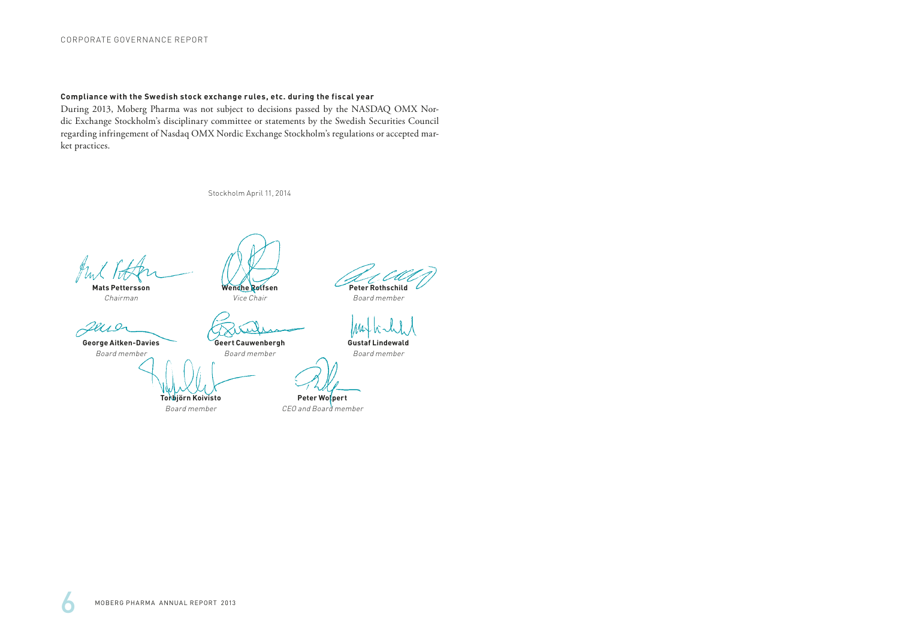**Compliance with the Swedish stock exchange rules, etc. during the fiscal year**

During 2013, Moberg Pharma was not subject to decisions passed by the NASDAQ OMX Nordic Exchange Stockholm's disciplinary committee or statements by the Swedish Securities Council regarding infringement of Nasdaq OMX Nordic Exchange Stockholm's regulations or accepted market practices.

Stockholm April 11, 2014

**Mats Pettersson**
*Chairman*

**Wenche Rolfsen**
*Vice Chair*

**Peter Rothschild**
*Board member*

**George Aitken-Davies**
*Board member*

**Geert Cauwenbergh**
*Board member*

**Gustaf Lindewald**
*Board member*

**Torbjörn Koivisto**
*Board member*

**Peter Wolpert**
*CEO and Board member*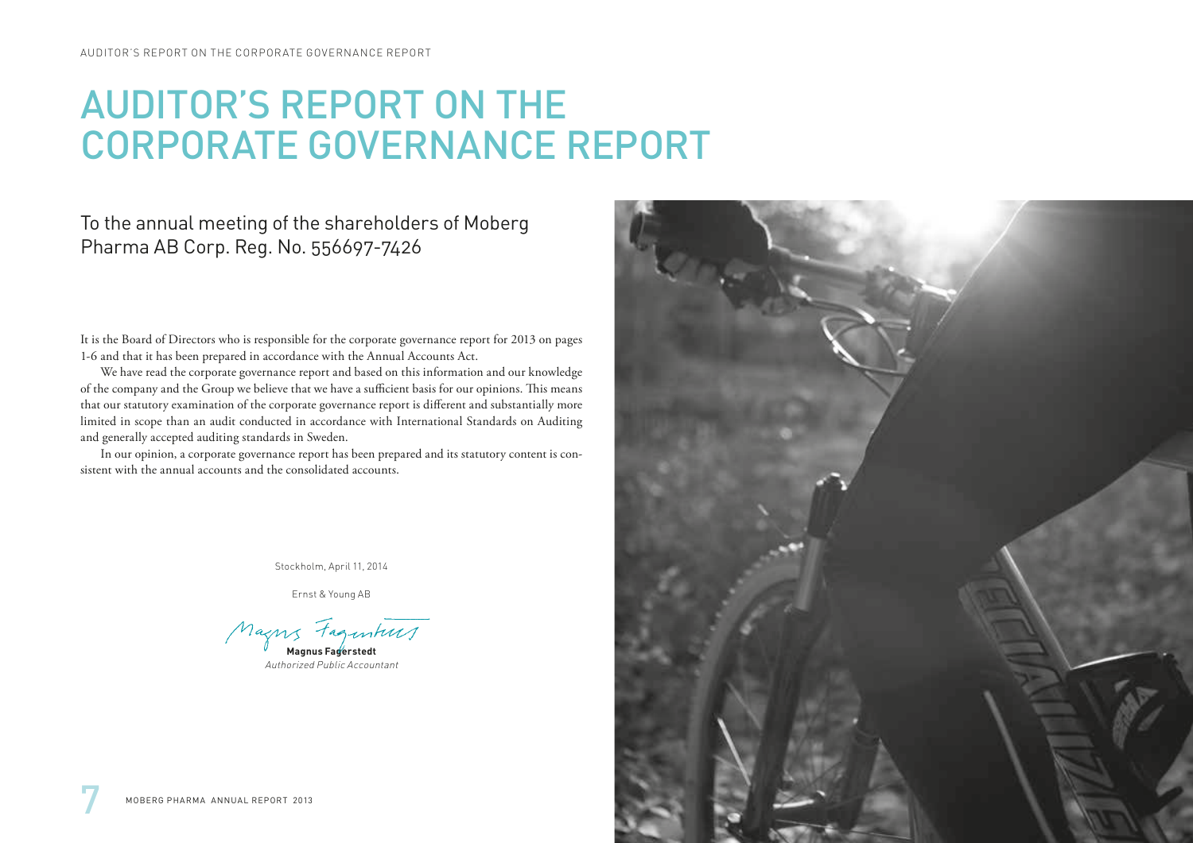# AUDITOR'S REPORT ON THE CORPORATE GOVERNANCE REPORT

## To the annual meeting of the shareholders of Moberg Pharma AB Corp. Reg. No. 556697-7426

It is the Board of Directors who is responsible for the corporate governance report for 2013 on pages 1-6 and that it has been prepared in accordance with the Annual Accounts Act.

We have read the corporate governance report and based on this information and our knowledge of the company and the Group we believe that we have a sufficient basis for our opinions. This means that our statutory examination of the corporate governance report is different and substantially more limited in scope than an audit conducted in accordance with International Standards on Auditing and generally accepted auditing standards in Sweden.

In our opinion, a corporate governance report has been prepared and its statutory content is consistent with the annual accounts and the consolidated accounts.

Stockholm, April 11, 2014

Ernst & Young AB

**Magnus Fagerstedt**
*Authorized Public Accountant*